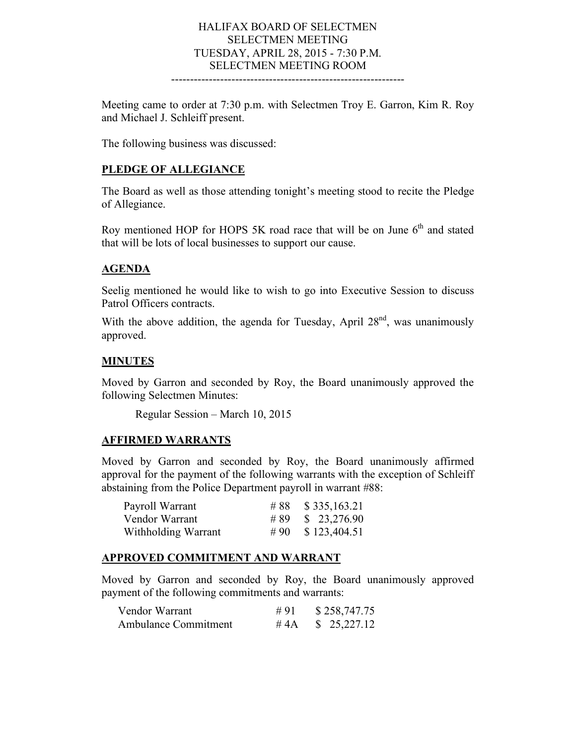# HALIFAX BOARD OF SELECTMEN
## SELECTMEN MEETING
## TUESDAY, APRIL 28, 2015 - 7:30 P.M.
## SELECTMEN MEETING ROOM

---

Meeting came to order at 7:30 p.m. with Selectmen Troy E. Garron, Kim R. Roy and Michael J. Schleiff present.

The following business was discussed:

## PLEDGE OF ALLEGIANCE

The Board as well as those attending tonight's meeting stood to recite the Pledge of Allegiance.

Roy mentioned HOP for HOPS 5K road race that will be on June 6th and stated that will be lots of local businesses to support our cause.

## AGENDA

Seelig mentioned he would like to wish to go into Executive Session to discuss Patrol Officers contracts.

With the above addition, the agenda for Tuesday, April 28nd, was unanimously approved.

## MINUTES

Moved by Garron and seconded by Roy, the Board unanimously approved the following Selectmen Minutes:

Regular Session – March 10, 2015

## AFFIRMED WARRANTS

Moved by Garron and seconded by Roy, the Board unanimously affirmed approval for the payment of the following warrants with the exception of Schleiff abstaining from the Police Department payroll in warrant #88:

| | | |
|---|---|---|
| Payroll Warrant | # 88 | $ 335,163.21 |
| Vendor Warrant | # 89 | $ 23,276.90 |
| Withholding Warrant | # 90 | $ 123,404.51 |

## APPROVED COMMITMENT AND WARRANT

Moved by Garron and seconded by Roy, the Board unanimously approved payment of the following commitments and warrants:

| | | |
|---|---|---|
| Vendor Warrant | # 91 | $ 258,747.75 |
| Ambulance Commitment | # 4A | $ 25,227.12 |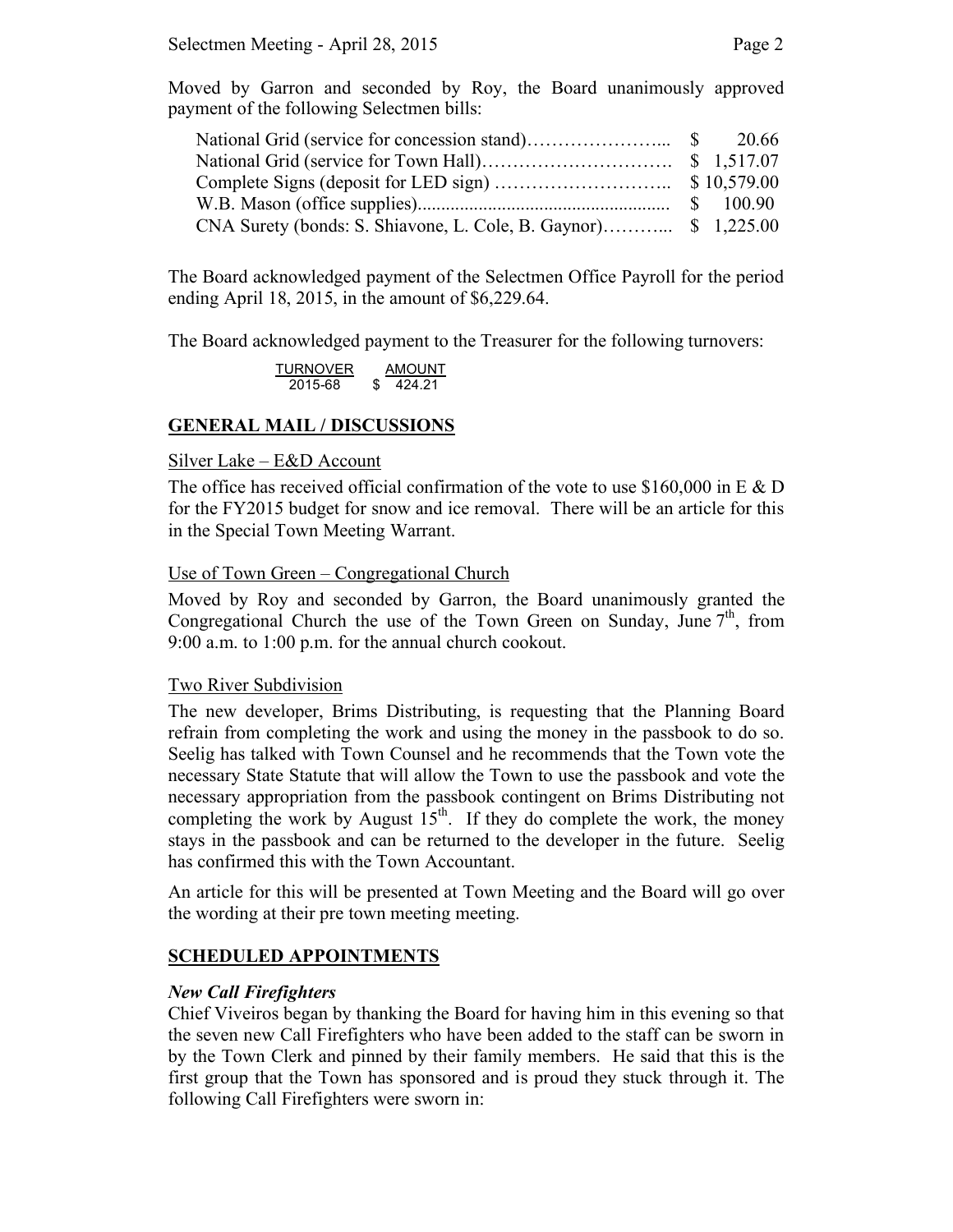Moved by Garron and seconded by Roy, the Board unanimously approved payment of the following Selectmen bills:

| | |
|---|---|
| National Grid (service for concession stand)………………….. | $ 20.66 |
| National Grid (service for Town Hall)…………………………. | $ 1,517.07 |
| Complete Signs (deposit for LED sign) ……………………….. | $ 10,579.00 |
| W.B. Mason (office supplies)...................................................... | $ 100.90 |
| CNA Surety (bonds: S. Shiavone, L. Cole, B. Gaynor)……….. | $ 1,225.00 |

The Board acknowledged payment of the Selectmen Office Payroll for the period ending April 18, 2015, in the amount of $6,229.64.

The Board acknowledged payment to the Treasurer for the following turnovers:

| TURNOVER | AMOUNT |
|---|---|
| 2015-68 | $ 424.21 |

## GENERAL MAIL / DISCUSSIONS

Silver Lake – E&D Account

The office has received official confirmation of the vote to use $160,000 in E & D for the FY2015 budget for snow and ice removal. There will be an article for this in the Special Town Meeting Warrant.

Use of Town Green – Congregational Church

Moved by Roy and seconded by Garron, the Board unanimously granted the Congregational Church the use of the Town Green on Sunday, June 7th, from 9:00 a.m. to 1:00 p.m. for the annual church cookout.

Two River Subdivision

The new developer, Brims Distributing, is requesting that the Planning Board refrain from completing the work and using the money in the passbook to do so. Seelig has talked with Town Counsel and he recommends that the Town vote the necessary State Statute that will allow the Town to use the passbook and vote the necessary appropriation from the passbook contingent on Brims Distributing not completing the work by August 15th. If they do complete the work, the money stays in the passbook and can be returned to the developer in the future. Seelig has confirmed this with the Town Accountant.

An article for this will be presented at Town Meeting and the Board will go over the wording at their pre town meeting meeting.

## SCHEDULED APPOINTMENTS

***New Call Firefighters***

Chief Viveiros began by thanking the Board for having him in this evening so that the seven new Call Firefighters who have been added to the staff can be sworn in by the Town Clerk and pinned by their family members. He said that this is the first group that the Town has sponsored and is proud they stuck through it. The following Call Firefighters were sworn in: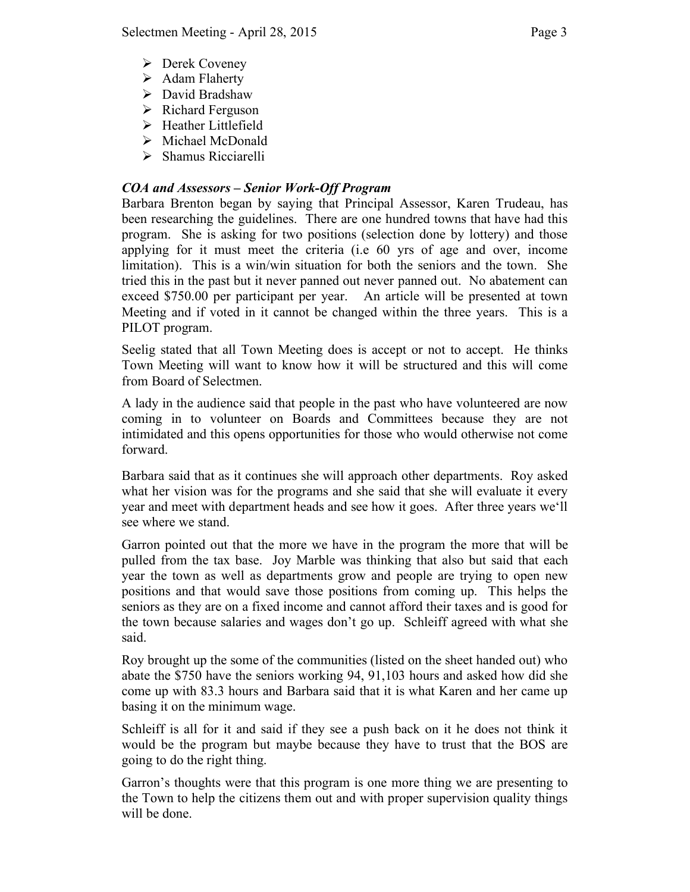- Derek Coveney
- Adam Flaherty
- David Bradshaw
- Richard Ferguson
- Heather Littlefield
- Michael McDonald
- Shamus Ricciarelli

***COA and Assessors – Senior Work-Off Program***

Barbara Brenton began by saying that Principal Assessor, Karen Trudeau, has been researching the guidelines. There are one hundred towns that have had this program. She is asking for two positions (selection done by lottery) and those applying for it must meet the criteria (i.e 60 yrs of age and over, income limitation). This is a win/win situation for both the seniors and the town. She tried this in the past but it never panned out never panned out. No abatement can exceed $750.00 per participant per year. An article will be presented at town Meeting and if voted in it cannot be changed within the three years. This is a PILOT program.

Seelig stated that all Town Meeting does is accept or not to accept. He thinks Town Meeting will want to know how it will be structured and this will come from Board of Selectmen.

A lady in the audience said that people in the past who have volunteered are now coming in to volunteer on Boards and Committees because they are not intimidated and this opens opportunities for those who would otherwise not come forward.

Barbara said that as it continues she will approach other departments. Roy asked what her vision was for the programs and she said that she will evaluate it every year and meet with department heads and see how it goes. After three years we'll see where we stand.

Garron pointed out that the more we have in the program the more that will be pulled from the tax base. Joy Marble was thinking that also but said that each year the town as well as departments grow and people are trying to open new positions and that would save those positions from coming up. This helps the seniors as they are on a fixed income and cannot afford their taxes and is good for the town because salaries and wages don't go up. Schleiff agreed with what she said.

Roy brought up the some of the communities (listed on the sheet handed out) who abate the $750 have the seniors working 94, 91,103 hours and asked how did she come up with 83.3 hours and Barbara said that it is what Karen and her came up basing it on the minimum wage.

Schleiff is all for it and said if they see a push back on it he does not think it would be the program but maybe because they have to trust that the BOS are going to do the right thing.

Garron's thoughts were that this program is one more thing we are presenting to the Town to help the citizens them out and with proper supervision quality things will be done.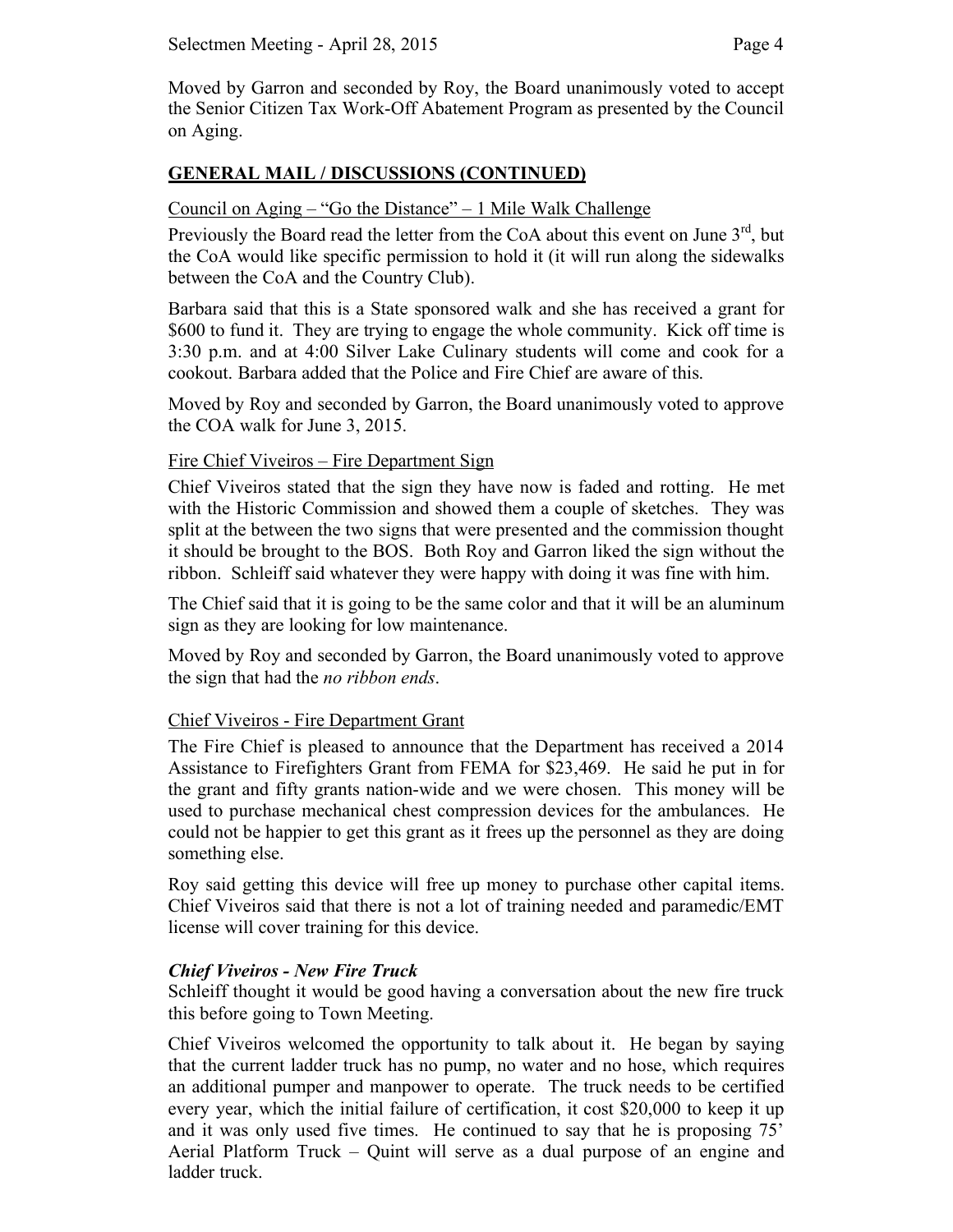Moved by Garron and seconded by Roy, the Board unanimously voted to accept the Senior Citizen Tax Work-Off Abatement Program as presented by the Council on Aging.

## GENERAL MAIL / DISCUSSIONS (CONTINUED)

Council on Aging – "Go the Distance" – 1 Mile Walk Challenge

Previously the Board read the letter from the CoA about this event on June 3rd, but the CoA would like specific permission to hold it (it will run along the sidewalks between the CoA and the Country Club).

Barbara said that this is a State sponsored walk and she has received a grant for $600 to fund it. They are trying to engage the whole community. Kick off time is 3:30 p.m. and at 4:00 Silver Lake Culinary students will come and cook for a cookout. Barbara added that the Police and Fire Chief are aware of this.

Moved by Roy and seconded by Garron, the Board unanimously voted to approve the COA walk for June 3, 2015.

Fire Chief Viveiros – Fire Department Sign

Chief Viveiros stated that the sign they have now is faded and rotting. He met with the Historic Commission and showed them a couple of sketches. They was split at the between the two signs that were presented and the commission thought it should be brought to the BOS. Both Roy and Garron liked the sign without the ribbon. Schleiff said whatever they were happy with doing it was fine with him.

The Chief said that it is going to be the same color and that it will be an aluminum sign as they are looking for low maintenance.

Moved by Roy and seconded by Garron, the Board unanimously voted to approve the sign that had the *no ribbon ends*.

Chief Viveiros - Fire Department Grant

The Fire Chief is pleased to announce that the Department has received a 2014 Assistance to Firefighters Grant from FEMA for $23,469. He said he put in for the grant and fifty grants nation-wide and we were chosen. This money will be used to purchase mechanical chest compression devices for the ambulances. He could not be happier to get this grant as it frees up the personnel as they are doing something else.

Roy said getting this device will free up money to purchase other capital items. Chief Viveiros said that there is not a lot of training needed and paramedic/EMT license will cover training for this device.

***Chief Viveiros - New Fire Truck***

Schleiff thought it would be good having a conversation about the new fire truck this before going to Town Meeting.

Chief Viveiros welcomed the opportunity to talk about it. He began by saying that the current ladder truck has no pump, no water and no hose, which requires an additional pumper and manpower to operate. The truck needs to be certified every year, which the initial failure of certification, it cost $20,000 to keep it up and it was only used five times. He continued to say that he is proposing 75' Aerial Platform Truck – Quint will serve as a dual purpose of an engine and ladder truck.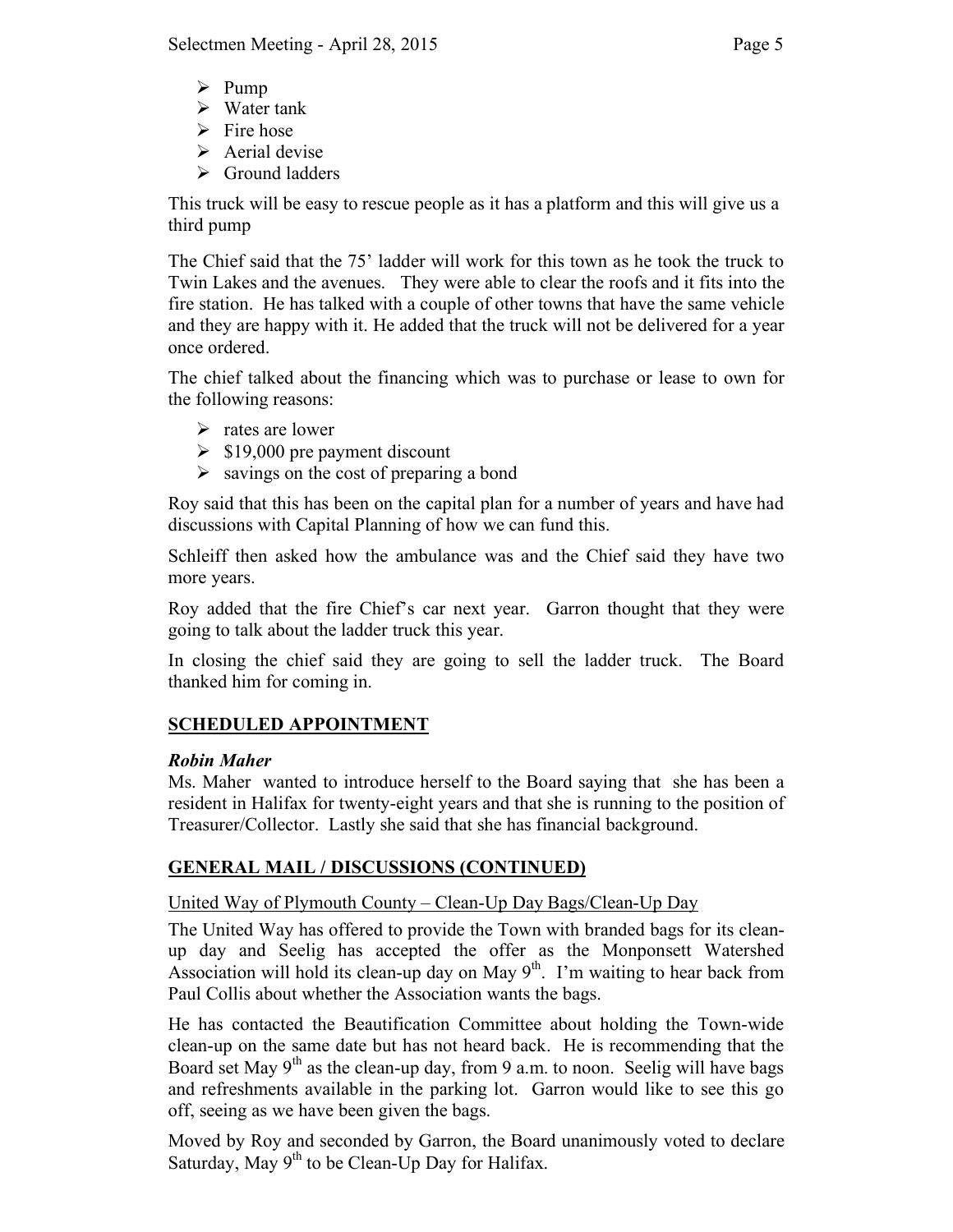- Pump
- Water tank
- Fire hose
- Aerial devise
- Ground ladders

This truck will be easy to rescue people as it has a platform and this will give us a third pump

The Chief said that the 75' ladder will work for this town as he took the truck to Twin Lakes and the avenues. They were able to clear the roofs and it fits into the fire station. He has talked with a couple of other towns that have the same vehicle and they are happy with it. He added that the truck will not be delivered for a year once ordered.

The chief talked about the financing which was to purchase or lease to own for the following reasons:

- rates are lower
- $19,000 pre payment discount
- savings on the cost of preparing a bond

Roy said that this has been on the capital plan for a number of years and have had discussions with Capital Planning of how we can fund this.

Schleiff then asked how the ambulance was and the Chief said they have two more years.

Roy added that the fire Chief's car next year. Garron thought that they were going to talk about the ladder truck this year.

In closing the chief said they are going to sell the ladder truck. The Board thanked him for coming in.

## SCHEDULED APPOINTMENT

***Robin Maher***

Ms. Maher wanted to introduce herself to the Board saying that she has been a resident in Halifax for twenty-eight years and that she is running to the position of Treasurer/Collector. Lastly she said that she has financial background.

## GENERAL MAIL / DISCUSSIONS (CONTINUED)

United Way of Plymouth County – Clean-Up Day Bags/Clean-Up Day

The United Way has offered to provide the Town with branded bags for its clean-up day and Seelig has accepted the offer as the Monponsett Watershed Association will hold its clean-up day on May 9th. I'm waiting to hear back from Paul Collis about whether the Association wants the bags.

He has contacted the Beautification Committee about holding the Town-wide clean-up on the same date but has not heard back. He is recommending that the Board set May 9th as the clean-up day, from 9 a.m. to noon. Seelig will have bags and refreshments available in the parking lot. Garron would like to see this go off, seeing as we have been given the bags.

Moved by Roy and seconded by Garron, the Board unanimously voted to declare Saturday, May 9th to be Clean-Up Day for Halifax.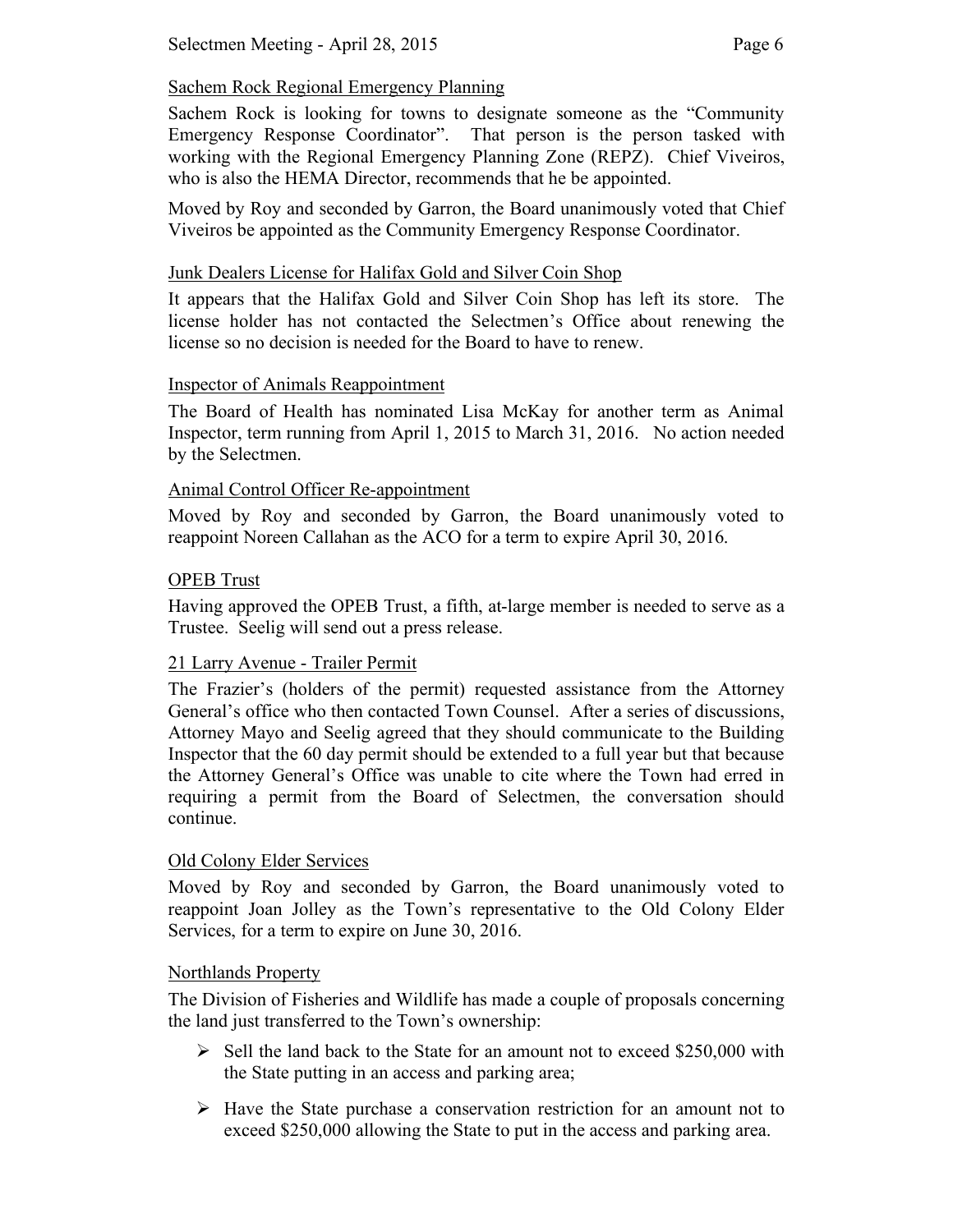Sachem Rock Regional Emergency Planning

Sachem Rock is looking for towns to designate someone as the "Community Emergency Response Coordinator". That person is the person tasked with working with the Regional Emergency Planning Zone (REPZ). Chief Viveiros, who is also the HEMA Director, recommends that he be appointed.

Moved by Roy and seconded by Garron, the Board unanimously voted that Chief Viveiros be appointed as the Community Emergency Response Coordinator.

Junk Dealers License for Halifax Gold and Silver Coin Shop

It appears that the Halifax Gold and Silver Coin Shop has left its store. The license holder has not contacted the Selectmen's Office about renewing the license so no decision is needed for the Board to have to renew.

Inspector of Animals Reappointment

The Board of Health has nominated Lisa McKay for another term as Animal Inspector, term running from April 1, 2015 to March 31, 2016. No action needed by the Selectmen.

Animal Control Officer Re-appointment

Moved by Roy and seconded by Garron, the Board unanimously voted to reappoint Noreen Callahan as the ACO for a term to expire April 30, 2016.

OPEB Trust

Having approved the OPEB Trust, a fifth, at-large member is needed to serve as a Trustee. Seelig will send out a press release.

21 Larry Avenue - Trailer Permit

The Frazier's (holders of the permit) requested assistance from the Attorney General's office who then contacted Town Counsel. After a series of discussions, Attorney Mayo and Seelig agreed that they should communicate to the Building Inspector that the 60 day permit should be extended to a full year but that because the Attorney General's Office was unable to cite where the Town had erred in requiring a permit from the Board of Selectmen, the conversation should continue.

Old Colony Elder Services

Moved by Roy and seconded by Garron, the Board unanimously voted to reappoint Joan Jolley as the Town's representative to the Old Colony Elder Services, for a term to expire on June 30, 2016.

Northlands Property

The Division of Fisheries and Wildlife has made a couple of proposals concerning the land just transferred to the Town's ownership:

- Sell the land back to the State for an amount not to exceed $250,000 with the State putting in an access and parking area;
- Have the State purchase a conservation restriction for an amount not to exceed $250,000 allowing the State to put in the access and parking area.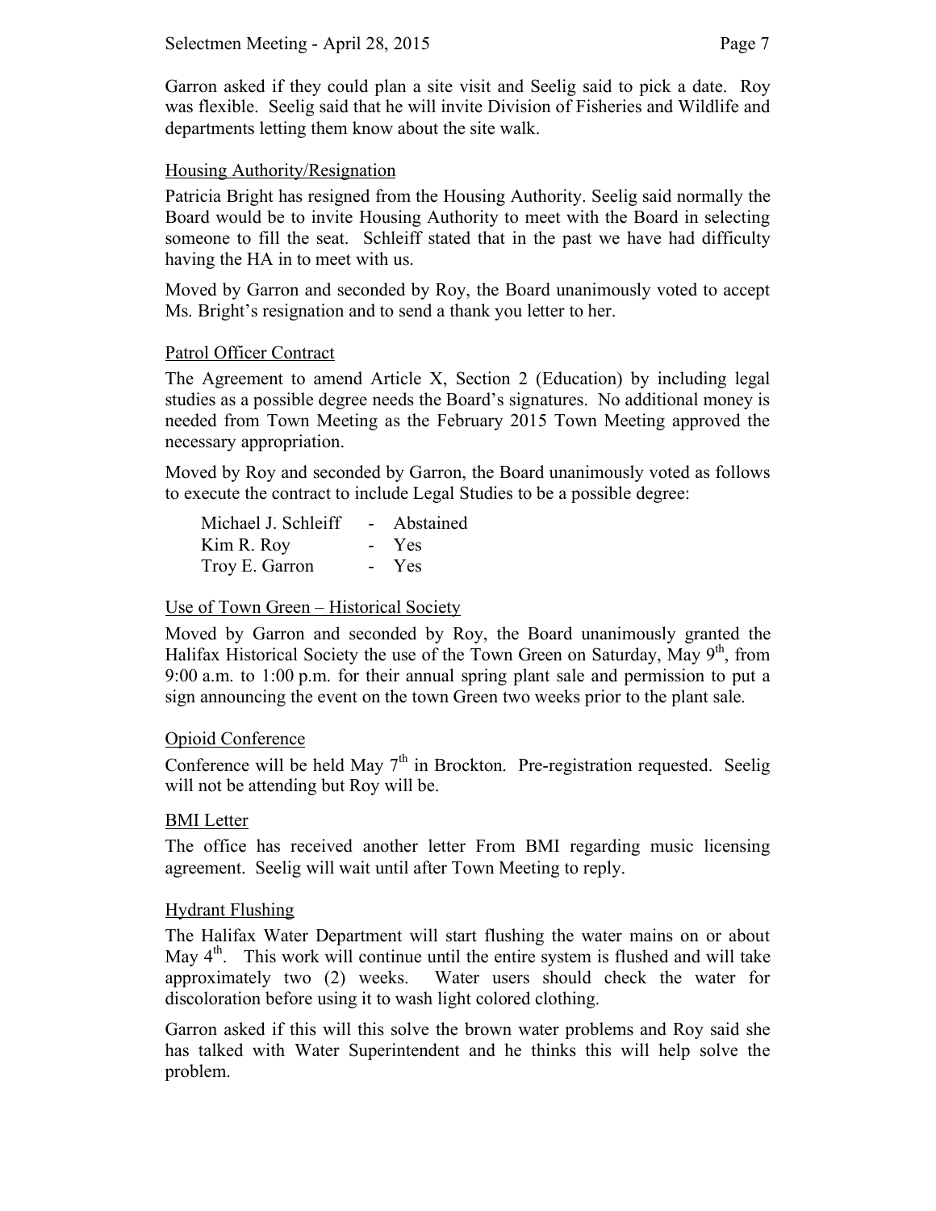Garron asked if they could plan a site visit and Seelig said to pick a date. Roy was flexible. Seelig said that he will invite Division of Fisheries and Wildlife and departments letting them know about the site walk.

Housing Authority/Resignation

Patricia Bright has resigned from the Housing Authority. Seelig said normally the Board would be to invite Housing Authority to meet with the Board in selecting someone to fill the seat. Schleiff stated that in the past we have had difficulty having the HA in to meet with us.

Moved by Garron and seconded by Roy, the Board unanimously voted to accept Ms. Bright's resignation and to send a thank you letter to her.

Patrol Officer Contract

The Agreement to amend Article X, Section 2 (Education) by including legal studies as a possible degree needs the Board's signatures. No additional money is needed from Town Meeting as the February 2015 Town Meeting approved the necessary appropriation.

Moved by Roy and seconded by Garron, the Board unanimously voted as follows to execute the contract to include Legal Studies to be a possible degree:

| | | |
|---|---|---|
| Michael J. Schleiff | - | Abstained |
| Kim R. Roy | - | Yes |
| Troy E. Garron | - | Yes |

Use of Town Green – Historical Society

Moved by Garron and seconded by Roy, the Board unanimously granted the Halifax Historical Society the use of the Town Green on Saturday, May 9th, from 9:00 a.m. to 1:00 p.m. for their annual spring plant sale and permission to put a sign announcing the event on the town Green two weeks prior to the plant sale.

Opioid Conference

Conference will be held May 7th in Brockton. Pre-registration requested. Seelig will not be attending but Roy will be.

BMI Letter

The office has received another letter From BMI regarding music licensing agreement. Seelig will wait until after Town Meeting to reply.

Hydrant Flushing

The Halifax Water Department will start flushing the water mains on or about May 4th. This work will continue until the entire system is flushed and will take approximately two (2) weeks. Water users should check the water for discoloration before using it to wash light colored clothing.

Garron asked if this will this solve the brown water problems and Roy said she has talked with Water Superintendent and he thinks this will help solve the problem.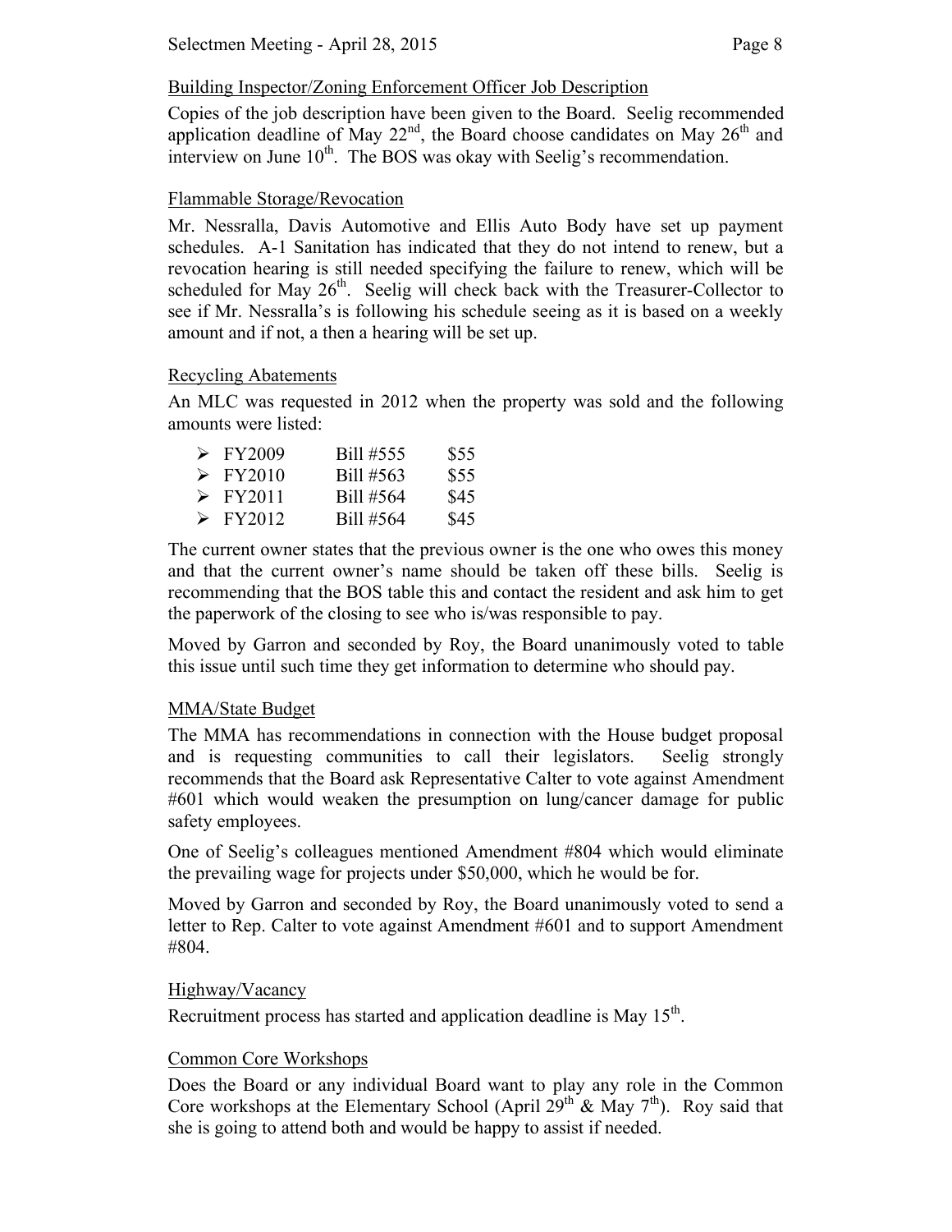Building Inspector/Zoning Enforcement Officer Job Description

Copies of the job description have been given to the Board. Seelig recommended application deadline of May 22nd, the Board choose candidates on May 26th and interview on June 10th. The BOS was okay with Seelig's recommendation.

Flammable Storage/Revocation

Mr. Nessralla, Davis Automotive and Ellis Auto Body have set up payment schedules. A-1 Sanitation has indicated that they do not intend to renew, but a revocation hearing is still needed specifying the failure to renew, which will be scheduled for May 26th. Seelig will check back with the Treasurer-Collector to see if Mr. Nessralla's is following his schedule seeing as it is based on a weekly amount and if not, a then a hearing will be set up.

Recycling Abatements

An MLC was requested in 2012 when the property was sold and the following amounts were listed:

- FY2009 Bill #555 $55
- FY2010 Bill #563 $55
- FY2011 Bill #564 $45
- FY2012 Bill #564 $45

The current owner states that the previous owner is the one who owes this money and that the current owner's name should be taken off these bills. Seelig is recommending that the BOS table this and contact the resident and ask him to get the paperwork of the closing to see who is/was responsible to pay.

Moved by Garron and seconded by Roy, the Board unanimously voted to table this issue until such time they get information to determine who should pay.

MMA/State Budget

The MMA has recommendations in connection with the House budget proposal and is requesting communities to call their legislators. Seelig strongly recommends that the Board ask Representative Calter to vote against Amendment #601 which would weaken the presumption on lung/cancer damage for public safety employees.

One of Seelig's colleagues mentioned Amendment #804 which would eliminate the prevailing wage for projects under $50,000, which he would be for.

Moved by Garron and seconded by Roy, the Board unanimously voted to send a letter to Rep. Calter to vote against Amendment #601 and to support Amendment #804.

Highway/Vacancy

Recruitment process has started and application deadline is May 15th.

Common Core Workshops

Does the Board or any individual Board want to play any role in the Common Core workshops at the Elementary School (April 29th & May 7th). Roy said that she is going to attend both and would be happy to assist if needed.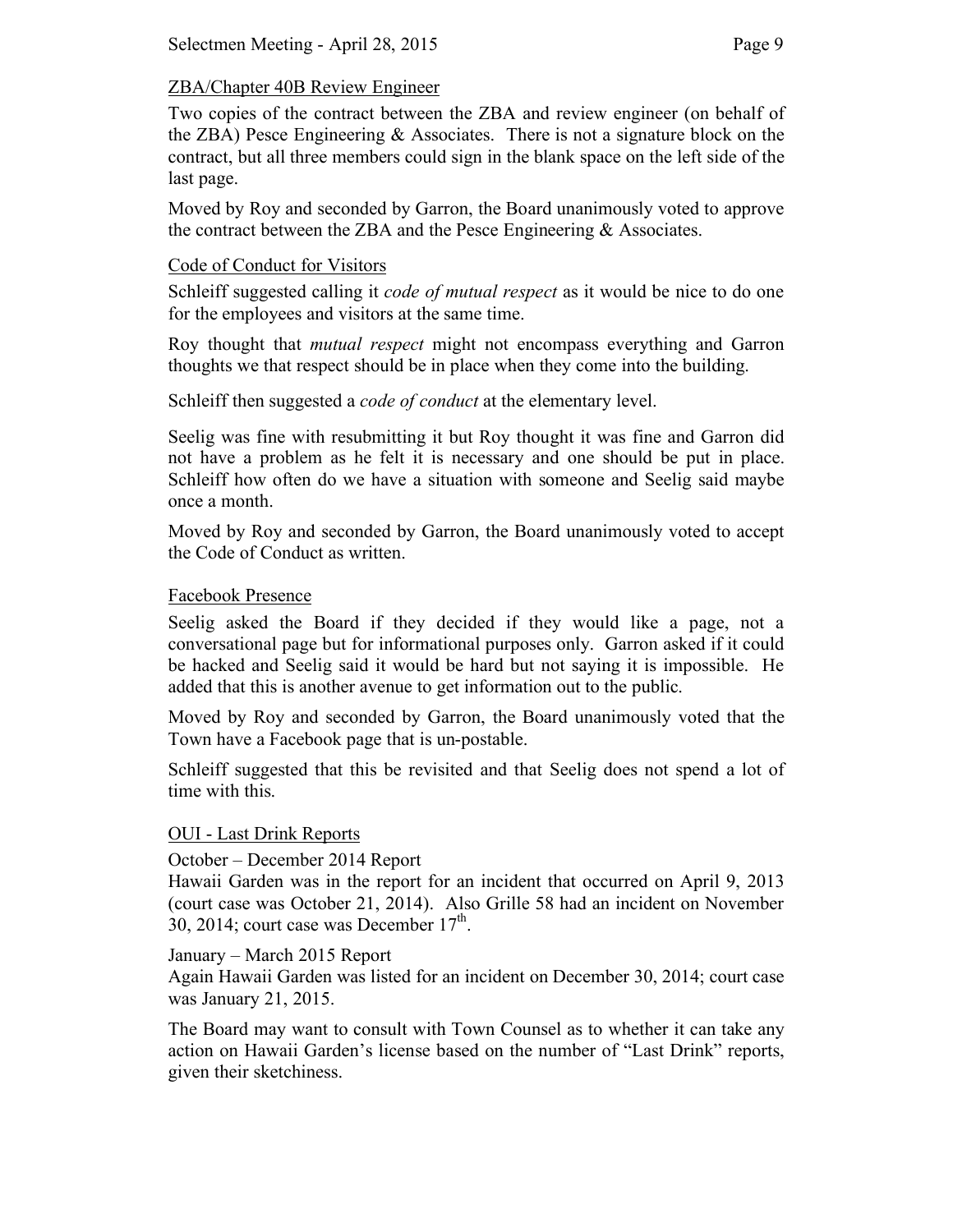ZBA/Chapter 40B Review Engineer

Two copies of the contract between the ZBA and review engineer (on behalf of the ZBA) Pesce Engineering & Associates. There is not a signature block on the contract, but all three members could sign in the blank space on the left side of the last page.

Moved by Roy and seconded by Garron, the Board unanimously voted to approve the contract between the ZBA and the Pesce Engineering & Associates.

Code of Conduct for Visitors

Schleiff suggested calling it *code of mutual respect* as it would be nice to do one for the employees and visitors at the same time.

Roy thought that *mutual respect* might not encompass everything and Garron thoughts we that respect should be in place when they come into the building.

Schleiff then suggested a *code of conduct* at the elementary level.

Seelig was fine with resubmitting it but Roy thought it was fine and Garron did not have a problem as he felt it is necessary and one should be put in place. Schleiff how often do we have a situation with someone and Seelig said maybe once a month.

Moved by Roy and seconded by Garron, the Board unanimously voted to accept the Code of Conduct as written.

Facebook Presence

Seelig asked the Board if they decided if they would like a page, not a conversational page but for informational purposes only. Garron asked if it could be hacked and Seelig said it would be hard but not saying it is impossible. He added that this is another avenue to get information out to the public.

Moved by Roy and seconded by Garron, the Board unanimously voted that the Town have a Facebook page that is un-postable.

Schleiff suggested that this be revisited and that Seelig does not spend a lot of time with this.

OUI - Last Drink Reports

October – December 2014 Report
Hawaii Garden was in the report for an incident that occurred on April 9, 2013 (court case was October 21, 2014). Also Grille 58 had an incident on November 30, 2014; court case was December 17th.

January – March 2015 Report
Again Hawaii Garden was listed for an incident on December 30, 2014; court case was January 21, 2015.

The Board may want to consult with Town Counsel as to whether it can take any action on Hawaii Garden's license based on the number of "Last Drink" reports, given their sketchiness.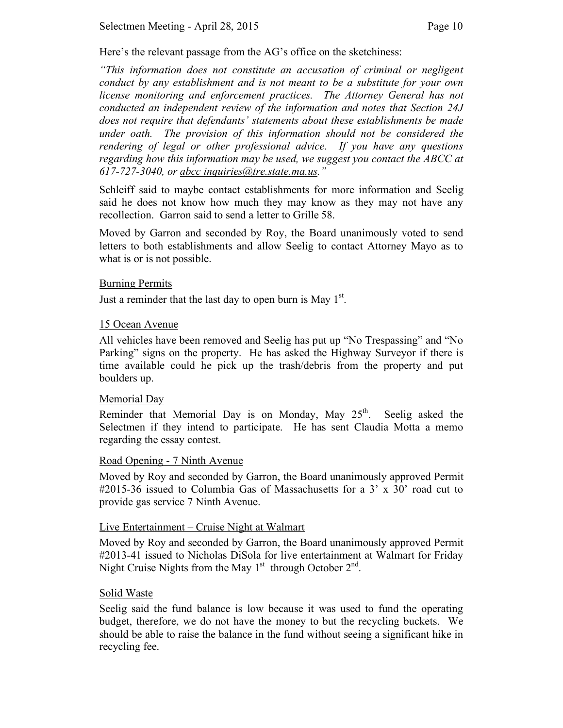Here's the relevant passage from the AG's office on the sketchiness:

*"This information does not constitute an accusation of criminal or negligent conduct by any establishment and is not meant to be a substitute for your own license monitoring and enforcement practices. The Attorney General has not conducted an independent review of the information and notes that Section 24J does not require that defendants' statements about these establishments be made under oath. The provision of this information should not be considered the rendering of legal or other professional advice. If you have any questions regarding how this information may be used, we suggest you contact the ABCC at 617-727-3040, or abcc inquiries@tre.state.ma.us."*

Schleiff said to maybe contact establishments for more information and Seelig said he does not know how much they may know as they may not have any recollection. Garron said to send a letter to Grille 58.

Moved by Garron and seconded by Roy, the Board unanimously voted to send letters to both establishments and allow Seelig to contact Attorney Mayo as to what is or is not possible.

## Burning Permits

Just a reminder that the last day to open burn is May 1st.

## 15 Ocean Avenue

All vehicles have been removed and Seelig has put up "No Trespassing" and "No Parking" signs on the property. He has asked the Highway Surveyor if there is time available could he pick up the trash/debris from the property and put boulders up.

## Memorial Day

Reminder that Memorial Day is on Monday, May 25th. Seelig asked the Selectmen if they intend to participate. He has sent Claudia Motta a memo regarding the essay contest.

## Road Opening - 7 Ninth Avenue

Moved by Roy and seconded by Garron, the Board unanimously approved Permit #2015-36 issued to Columbia Gas of Massachusetts for a 3' x 30' road cut to provide gas service 7 Ninth Avenue.

## Live Entertainment – Cruise Night at Walmart

Moved by Roy and seconded by Garron, the Board unanimously approved Permit #2013-41 issued to Nicholas DiSola for live entertainment at Walmart for Friday Night Cruise Nights from the May 1st through October 2nd.

## Solid Waste

Seelig said the fund balance is low because it was used to fund the operating budget, therefore, we do not have the money to but the recycling buckets. We should be able to raise the balance in the fund without seeing a significant hike in recycling fee.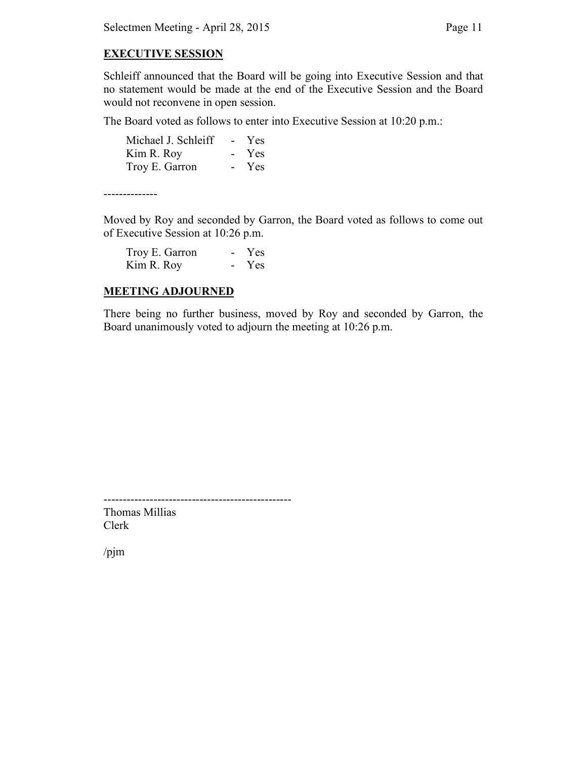## EXECUTIVE SESSION

Schleiff announced that the Board will be going into Executive Session and that no statement would be made at the end of the Executive Session and the Board would not reconvene in open session.

The Board voted as follows to enter into Executive Session at 10:20 p.m.:

| | | |
|---|---|---|
| Michael J. Schleiff | - | Yes |
| Kim R. Roy | - | Yes |
| Troy E. Garron | - | Yes |

--------------

Moved by Roy and seconded by Garron, the Board voted as follows to come out of Executive Session at 10:26 p.m.

| | | |
|---|---|---|
| Troy E. Garron | - | Yes |
| Kim R. Roy | - | Yes |

## MEETING ADJOURNED

There being no further business, moved by Roy and seconded by Garron, the Board unanimously voted to adjourn the meeting at 10:26 p.m.

------------------------------------------------
Thomas Millias
Clerk

/pjm